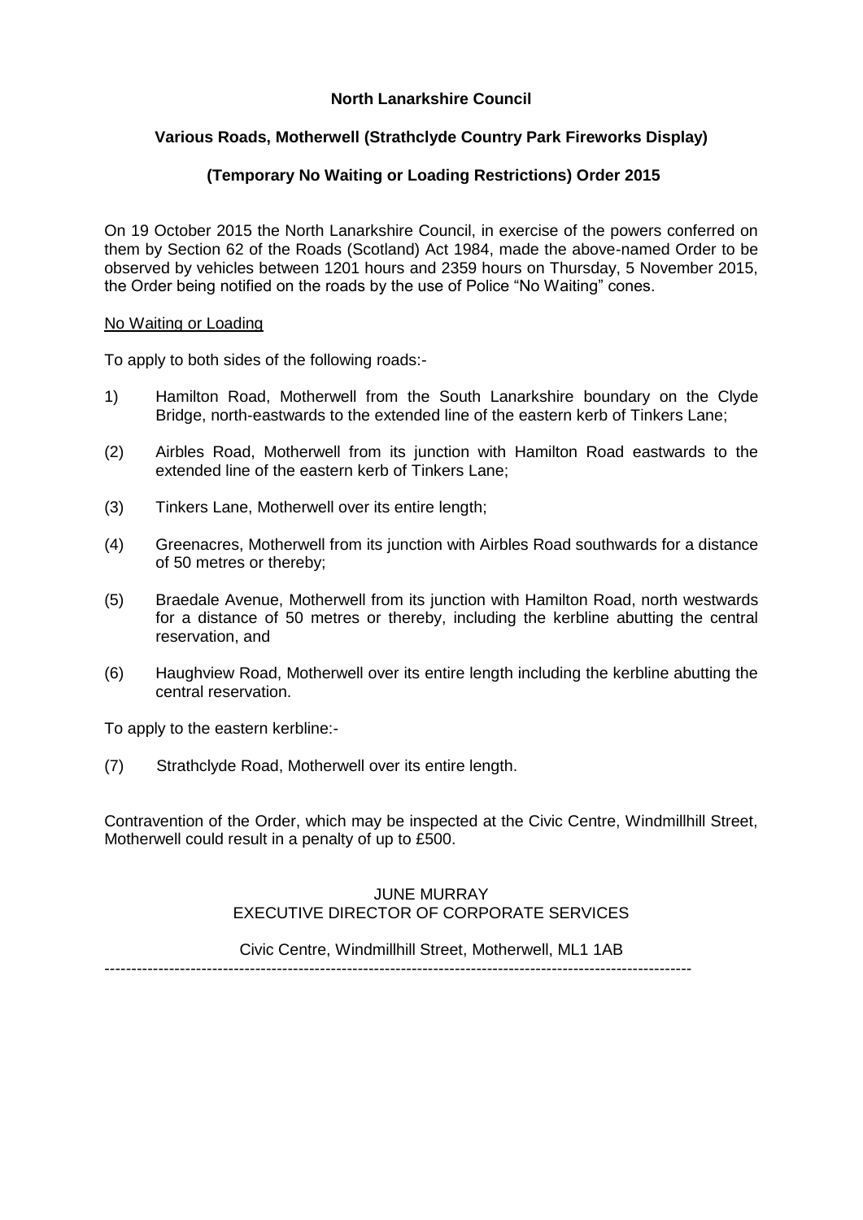**North Lanarkshire Council**

**Various Roads, Motherwell (Strathclyde Country Park Fireworks Display)**

**(Temporary No Waiting or Loading Restrictions) Order 2015**

On 19 October 2015 the North Lanarkshire Council, in exercise of the powers conferred on them by Section 62 of the Roads (Scotland) Act 1984, made the above-named Order to be observed by vehicles between 1201 hours and 2359 hours on Thursday, 5 November 2015, the Order being notified on the roads by the use of Police "No Waiting" cones.

<u>No Waiting or Loading</u>

To apply to both sides of the following roads:-

1) Hamilton Road, Motherwell from the South Lanarkshire boundary on the Clyde Bridge, north-eastwards to the extended line of the eastern kerb of Tinkers Lane;

(2) Airbles Road, Motherwell from its junction with Hamilton Road eastwards to the extended line of the eastern kerb of Tinkers Lane;

(3) Tinkers Lane, Motherwell over its entire length;

(4) Greenacres, Motherwell from its junction with Airbles Road southwards for a distance of 50 metres or thereby;

(5) Braedale Avenue, Motherwell from its junction with Hamilton Road, north westwards for a distance of 50 metres or thereby, including the kerbline abutting the central reservation, and

(6) Haughview Road, Motherwell over its entire length including the kerbline abutting the central reservation.

To apply to the eastern kerbline:-

(7) Strathclyde Road, Motherwell over its entire length.

Contravention of the Order, which may be inspected at the Civic Centre, Windmillhill Street, Motherwell could result in a penalty of up to £500.

JUNE MURRAY
EXECUTIVE DIRECTOR OF CORPORATE SERVICES

Civic Centre, Windmillhill Street, Motherwell, ML1 1AB

---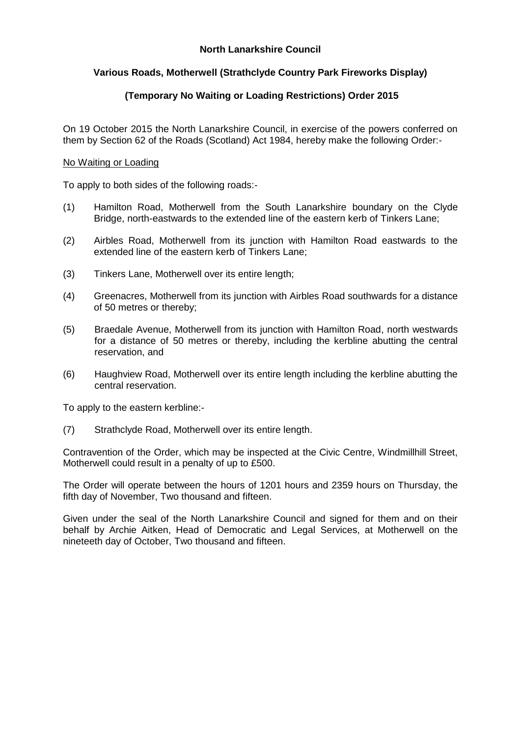**North Lanarkshire Council**

**Various Roads, Motherwell (Strathclyde Country Park Fireworks Display)**

**(Temporary No Waiting or Loading Restrictions) Order 2015**

On 19 October 2015 the North Lanarkshire Council, in exercise of the powers conferred on them by Section 62 of the Roads (Scotland) Act 1984, hereby make the following Order:-

<u>No Waiting or Loading</u>

To apply to both sides of the following roads:-

(1) Hamilton Road, Motherwell from the South Lanarkshire boundary on the Clyde Bridge, north-eastwards to the extended line of the eastern kerb of Tinkers Lane;

(2) Airbles Road, Motherwell from its junction with Hamilton Road eastwards to the extended line of the eastern kerb of Tinkers Lane;

(3) Tinkers Lane, Motherwell over its entire length;

(4) Greenacres, Motherwell from its junction with Airbles Road southwards for a distance of 50 metres or thereby;

(5) Braedale Avenue, Motherwell from its junction with Hamilton Road, north westwards for a distance of 50 metres or thereby, including the kerbline abutting the central reservation, and

(6) Haughview Road, Motherwell over its entire length including the kerbline abutting the central reservation.

To apply to the eastern kerbline:-

(7) Strathclyde Road, Motherwell over its entire length.

Contravention of the Order, which may be inspected at the Civic Centre, Windmillhill Street, Motherwell could result in a penalty of up to £500.

The Order will operate between the hours of 1201 hours and 2359 hours on Thursday, the fifth day of November, Two thousand and fifteen.

Given under the seal of the North Lanarkshire Council and signed for them and on their behalf by Archie Aitken, Head of Democratic and Legal Services, at Motherwell on the nineteeth day of October, Two thousand and fifteen.